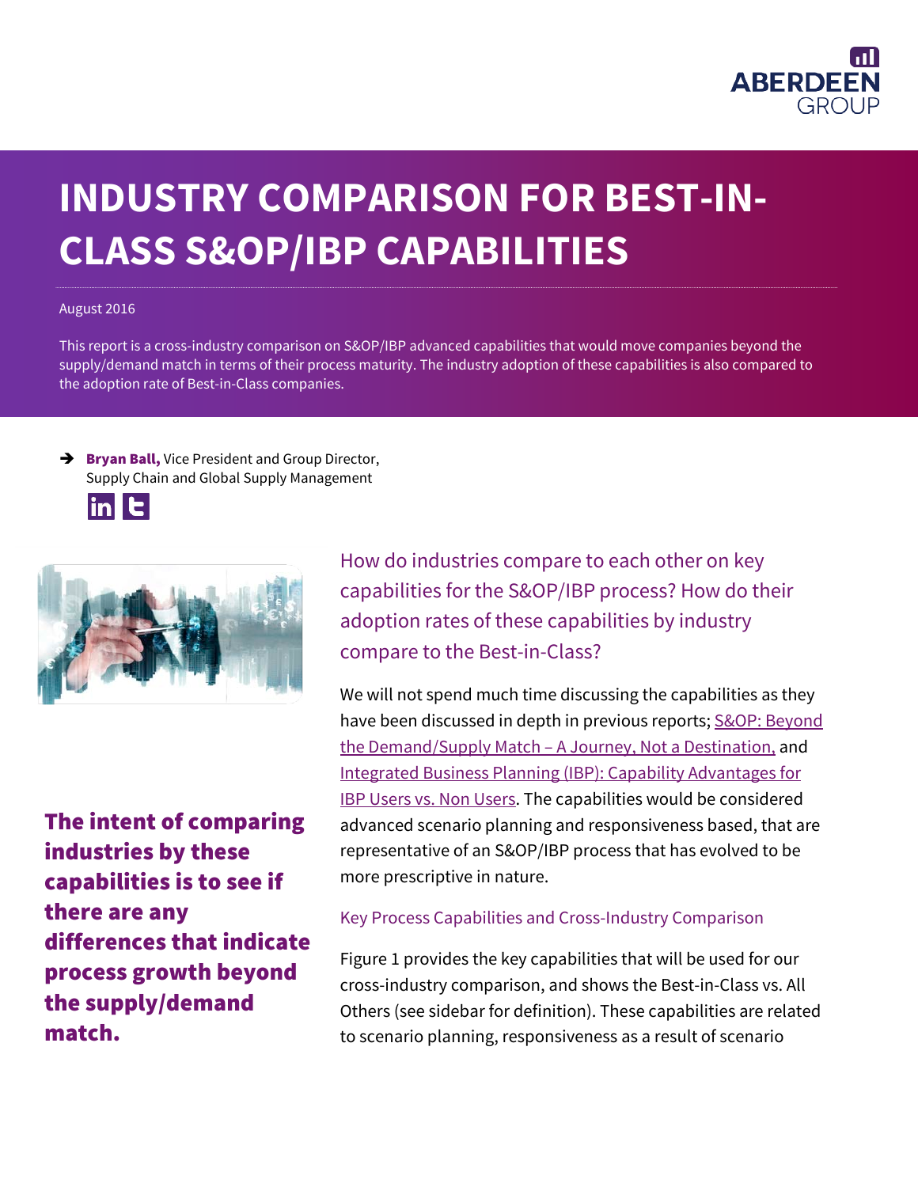# INDUSTRY COMPARISON FOR BEST-IN-CLASS S&OP/IBP CAPABILITIES

August 2016

This report is a cross-industry comparison on S&OP/IBP advanced capabilities that would move companies beyond the supply/demand match in terms of their process maturity. The industry adoption of these capabilities is also compared to the adoption rate of Best-in-Class companies.

➔ **Bryan Ball,** Vice President and Group Director, Supply Chain and Global Supply Management

**The intent of comparing industries by these capabilities is to see if there are any differences that indicate process growth beyond the supply/demand match.**

## How do industries compare to each other on key capabilities for the S&OP/IBP process? How do their adoption rates of these capabilities by industry compare to the Best-in-Class?

We will not spend much time discussing the capabilities as they have been discussed in depth in previous reports; S&OP: Beyond the Demand/Supply Match – A Journey, Not a Destination, and Integrated Business Planning (IBP): Capability Advantages for IBP Users vs. Non Users. The capabilities would be considered advanced scenario planning and responsiveness based, that are representative of an S&OP/IBP process that has evolved to be more prescriptive in nature.

### Key Process Capabilities and Cross-Industry Comparison

Figure 1 provides the key capabilities that will be used for our cross-industry comparison, and shows the Best-in-Class vs. All Others (see sidebar for definition). These capabilities are related to scenario planning, responsiveness as a result of scenario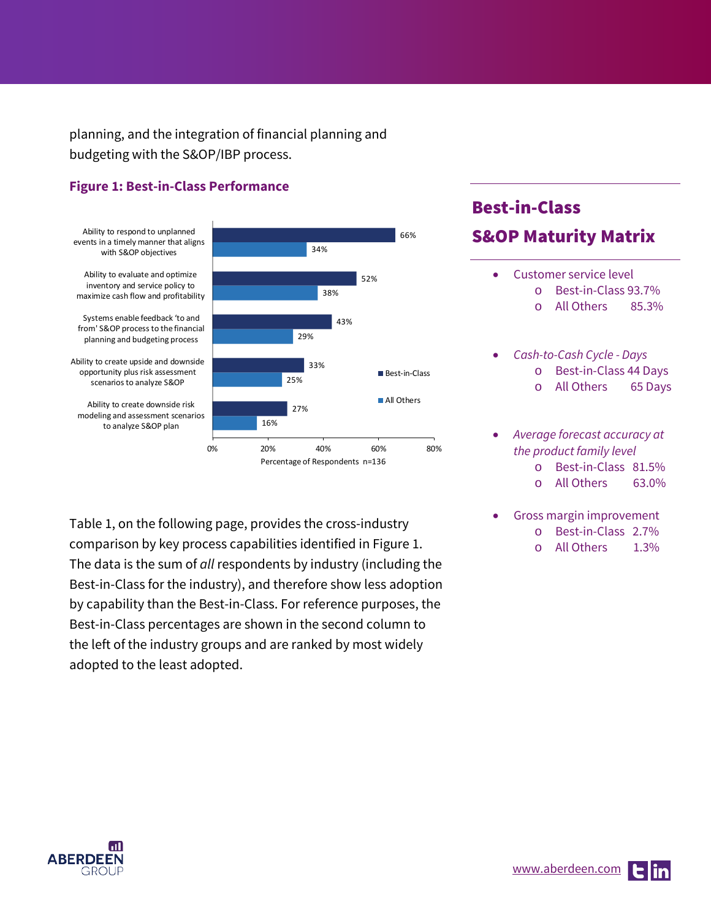planning, and the integration of financial planning and budgeting with the S&OP/IBP process.

**Figure 1: Best-in-Class Performance**

| Capability | Best-in-Class | All Others |
|---|---|---|
| Ability to respond to unplanned events in a timely manner that aligns with S&OP objectives | 66% | 34% |
| Ability to evaluate and optimize inventory and service policy to maximize cash flow and profitability | 52% | 38% |
| Systems enable feedback 'to and from' S&OP process to the financial planning and budgeting process | 43% | 29% |
| Ability to create upside and downside opportunity plus risk assessment scenarios to analyze S&OP | 33% | 25% |
| Ability to create downside risk modeling and assessment scenarios to analyze S&OP plan | 27% | 16% |

Percentage of Respondents n=136

Table 1, on the following page, provides the cross-industry comparison by key process capabilities identified in Figure 1. The data is the sum of *all* respondents by industry (including the Best-in-Class for the industry), and therefore show less adoption by capability than the Best-in-Class. For reference purposes, the Best-in-Class percentages are shown in the second column to the left of the industry groups and are ranked by most widely adopted to the least adopted.

## Best-in-Class S&OP Maturity Matrix

- Customer service level
  - Best-in-Class 93.7%
  - All Others 85.3%
- *Cash-to-Cash Cycle - Days*
  - Best-in-Class 44 Days
  - All Others 65 Days
- *Average forecast accuracy at the product family level*
  - Best-in-Class 81.5%
  - All Others 63.0%
- Gross margin improvement
  - Best-in-Class 2.7%
  - All Others 1.3%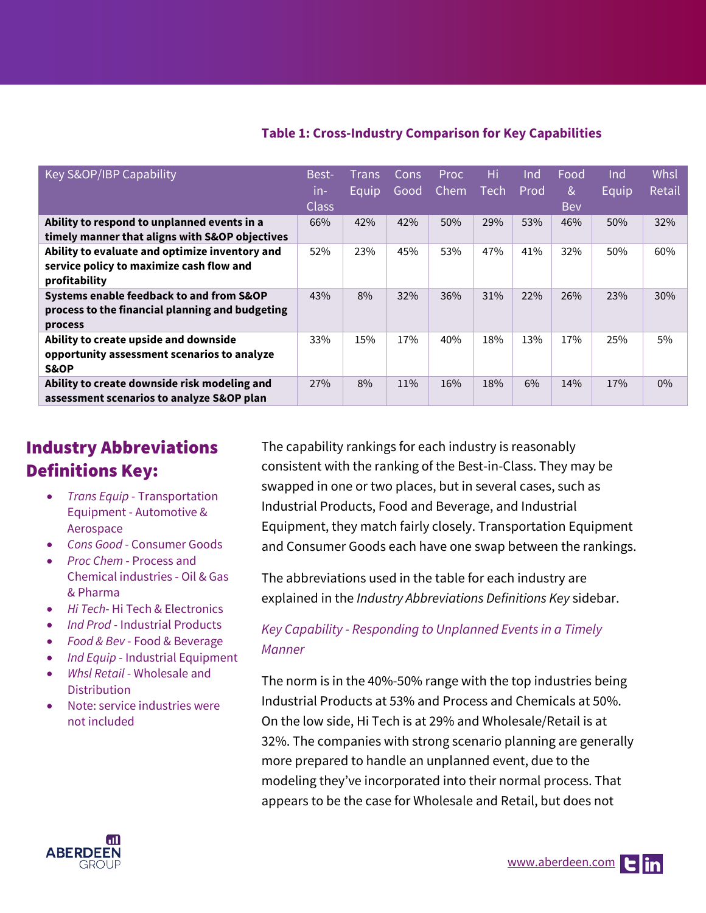**Table 1: Cross-Industry Comparison for Key Capabilities**

| Key S&OP/IBP Capability | Best-in-Class | Trans Equip | Cons Good | Proc Chem | Hi Tech | Ind Prod | Food & Bev | Ind Equip | Whsl Retail |
|---|---|---|---|---|---|---|---|---|---|
| **Ability to respond to unplanned events in a timely manner that aligns with S&OP objectives** | 66% | 42% | 42% | 50% | 29% | 53% | 46% | 50% | 32% |
| **Ability to evaluate and optimize inventory and service policy to maximize cash flow and profitability** | 52% | 23% | 45% | 53% | 47% | 41% | 32% | 50% | 60% |
| **Systems enable feedback to and from S&OP process to the financial planning and budgeting process** | 43% | 8% | 32% | 36% | 31% | 22% | 26% | 23% | 30% |
| **Ability to create upside and downside opportunity assessment scenarios to analyze S&OP** | 33% | 15% | 17% | 40% | 18% | 13% | 17% | 25% | 5% |
| **Ability to create downside risk modeling and assessment scenarios to analyze S&OP plan** | 27% | 8% | 11% | 16% | 18% | 6% | 14% | 17% | 0% |

## Industry Abbreviations Definitions Key:

- *Trans Equip* - Transportation Equipment - Automotive & Aerospace
- *Cons Good* - Consumer Goods
- *Proc Chem* - Process and Chemical industries - Oil & Gas & Pharma
- *Hi Tech*- Hi Tech & Electronics
- *Ind Prod* - Industrial Products
- *Food & Bev* - Food & Beverage
- *Ind Equip* - Industrial Equipment
- *Whsl Retail* - Wholesale and Distribution
- Note: service industries were not included

The capability rankings for each industry is reasonably consistent with the ranking of the Best-in-Class. They may be swapped in one or two places, but in several cases, such as Industrial Products, Food and Beverage, and Industrial Equipment, they match fairly closely. Transportation Equipment and Consumer Goods each have one swap between the rankings.

The abbreviations used in the table for each industry are explained in the *Industry Abbreviations Definitions Key* sidebar.

*Key Capability - Responding to Unplanned Events in a Timely Manner*

The norm is in the 40%-50% range with the top industries being Industrial Products at 53% and Process and Chemicals at 50%. On the low side, Hi Tech is at 29% and Wholesale/Retail is at 32%. The companies with strong scenario planning are generally more prepared to handle an unplanned event, due to the modeling they've incorporated into their normal process. That appears to be the case for Wholesale and Retail, but does not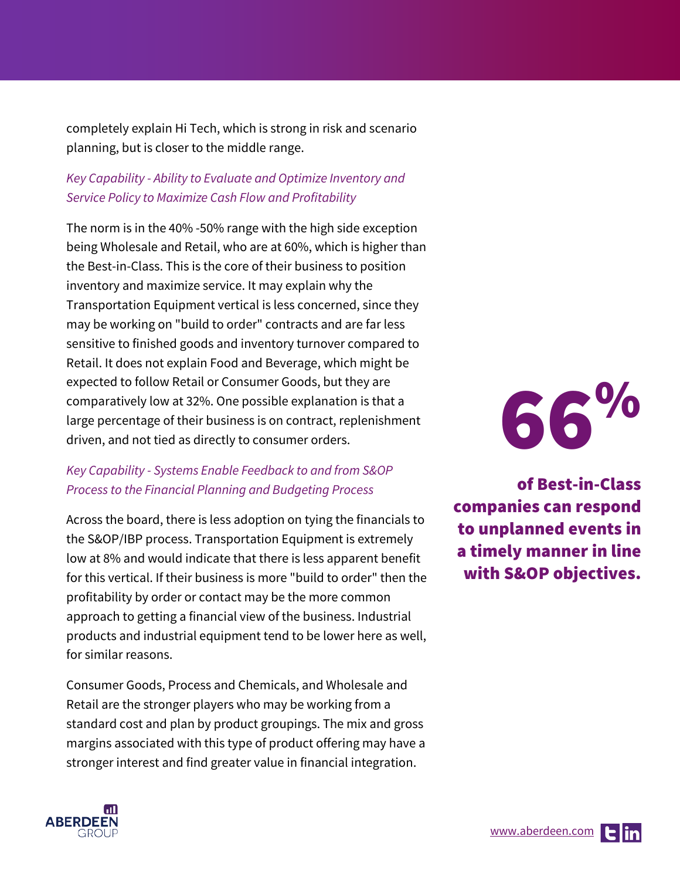completely explain Hi Tech, which is strong in risk and scenario planning, but is closer to the middle range.

*Key Capability - Ability to Evaluate and Optimize Inventory and Service Policy to Maximize Cash Flow and Profitability*

The norm is in the 40% -50% range with the high side exception being Wholesale and Retail, who are at 60%, which is higher than the Best-in-Class. This is the core of their business to position inventory and maximize service. It may explain why the Transportation Equipment vertical is less concerned, since they may be working on "build to order" contracts and are far less sensitive to finished goods and inventory turnover compared to Retail. It does not explain Food and Beverage, which might be expected to follow Retail or Consumer Goods, but they are comparatively low at 32%. One possible explanation is that a large percentage of their business is on contract, replenishment driven, and not tied as directly to consumer orders.

*Key Capability - Systems Enable Feedback to and from S&OP Process to the Financial Planning and Budgeting Process*

Across the board, there is less adoption on tying the financials to the S&OP/IBP process. Transportation Equipment is extremely low at 8% and would indicate that there is less apparent benefit for this vertical. If their business is more "build to order" then the profitability by order or contact may be the more common approach to getting a financial view of the business. Industrial products and industrial equipment tend to be lower here as well, for similar reasons.

Consumer Goods, Process and Chemicals, and Wholesale and Retail are the stronger players who may be working from a standard cost and plan by product groupings. The mix and gross margins associated with this type of product offering may have a stronger interest and find greater value in financial integration.

**66%**

**of Best-in-Class companies can respond to unplanned events in a timely manner in line with S&OP objectives.**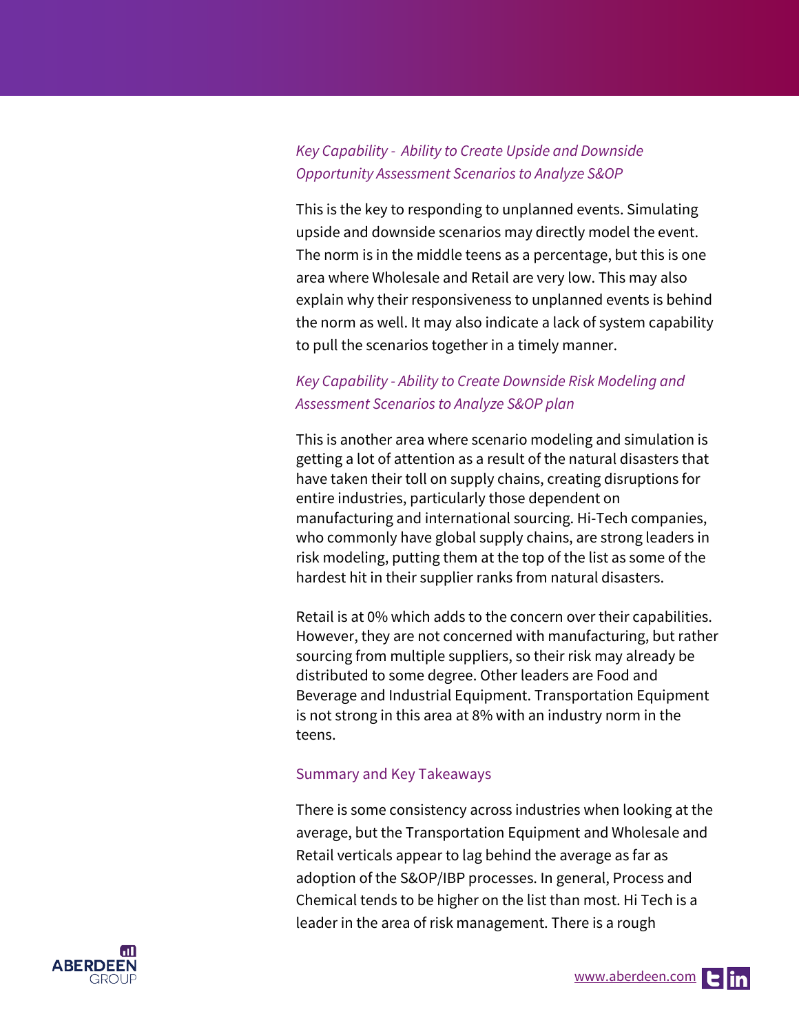*Key Capability - Ability to Create Upside and Downside Opportunity Assessment Scenarios to Analyze S&OP*

This is the key to responding to unplanned events. Simulating upside and downside scenarios may directly model the event. The norm is in the middle teens as a percentage, but this is one area where Wholesale and Retail are very low. This may also explain why their responsiveness to unplanned events is behind the norm as well. It may also indicate a lack of system capability to pull the scenarios together in a timely manner.

*Key Capability - Ability to Create Downside Risk Modeling and Assessment Scenarios to Analyze S&OP plan*

This is another area where scenario modeling and simulation is getting a lot of attention as a result of the natural disasters that have taken their toll on supply chains, creating disruptions for entire industries, particularly those dependent on manufacturing and international sourcing. Hi-Tech companies, who commonly have global supply chains, are strong leaders in risk modeling, putting them at the top of the list as some of the hardest hit in their supplier ranks from natural disasters.

Retail is at 0% which adds to the concern over their capabilities. However, they are not concerned with manufacturing, but rather sourcing from multiple suppliers, so their risk may already be distributed to some degree. Other leaders are Food and Beverage and Industrial Equipment. Transportation Equipment is not strong in this area at 8% with an industry norm in the teens.

## Summary and Key Takeaways

There is some consistency across industries when looking at the average, but the Transportation Equipment and Wholesale and Retail verticals appear to lag behind the average as far as adoption of the S&OP/IBP processes. In general, Process and Chemical tends to be higher on the list than most. Hi Tech is a leader in the area of risk management. There is a rough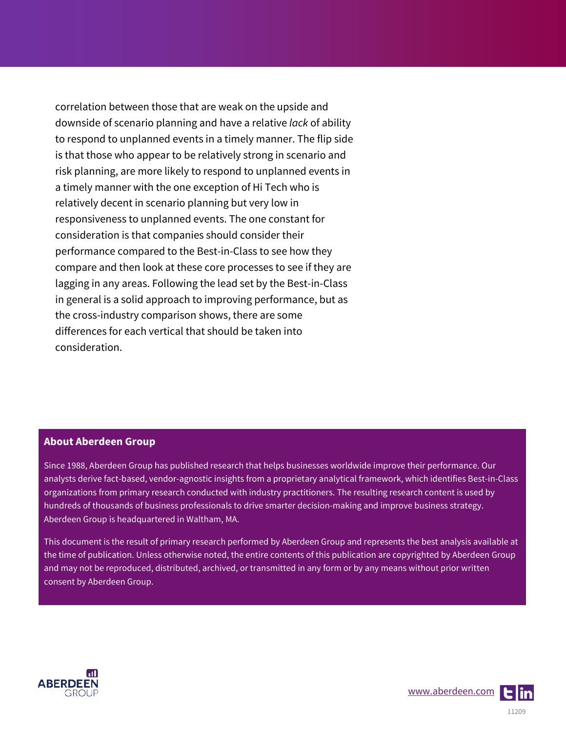correlation between those that are weak on the upside and downside of scenario planning and have a relative *lack* of ability to respond to unplanned events in a timely manner. The flip side is that those who appear to be relatively strong in scenario and risk planning, are more likely to respond to unplanned events in a timely manner with the one exception of Hi Tech who is relatively decent in scenario planning but very low in responsiveness to unplanned events. The one constant for consideration is that companies should consider their performance compared to the Best-in-Class to see how they compare and then look at these core processes to see if they are lagging in any areas. Following the lead set by the Best-in-Class in general is a solid approach to improving performance, but as the cross-industry comparison shows, there are some differences for each vertical that should be taken into consideration.

**About Aberdeen Group**

Since 1988, Aberdeen Group has published research that helps businesses worldwide improve their performance. Our analysts derive fact-based, vendor-agnostic insights from a proprietary analytical framework, which identifies Best-in-Class organizations from primary research conducted with industry practitioners. The resulting research content is used by hundreds of thousands of business professionals to drive smarter decision-making and improve business strategy. Aberdeen Group is headquartered in Waltham, MA.

This document is the result of primary research performed by Aberdeen Group and represents the best analysis available at the time of publication. Unless otherwise noted, the entire contents of this publication are copyrighted by Aberdeen Group and may not be reproduced, distributed, archived, or transmitted in any form or by any means without prior written consent by Aberdeen Group.

ABERDEEN GROUP

www.aberdeen.com

11209